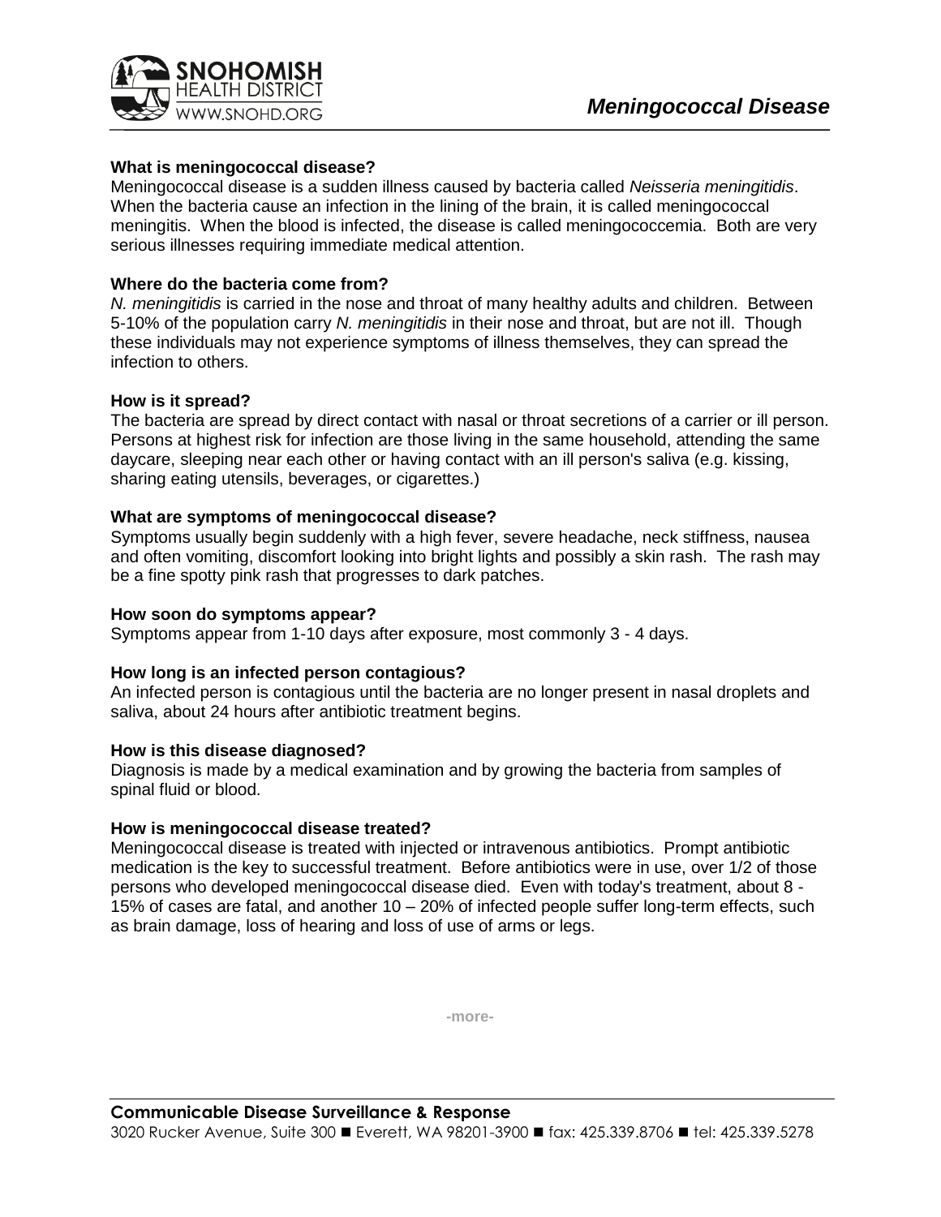# Meningococcal Disease

**What is meningococcal disease?**

Meningococcal disease is a sudden illness caused by bacteria called *Neisseria meningitidis*. When the bacteria cause an infection in the lining of the brain, it is called meningococcal meningitis. When the blood is infected, the disease is called meningococcemia. Both are very serious illnesses requiring immediate medical attention.

**Where do the bacteria come from?**

*N. meningitidis* is carried in the nose and throat of many healthy adults and children. Between 5-10% of the population carry *N. meningitidis* in their nose and throat, but are not ill. Though these individuals may not experience symptoms of illness themselves, they can spread the infection to others.

**How is it spread?**

The bacteria are spread by direct contact with nasal or throat secretions of a carrier or ill person. Persons at highest risk for infection are those living in the same household, attending the same daycare, sleeping near each other or having contact with an ill person's saliva (e.g. kissing, sharing eating utensils, beverages, or cigarettes.)

**What are symptoms of meningococcal disease?**

Symptoms usually begin suddenly with a high fever, severe headache, neck stiffness, nausea and often vomiting, discomfort looking into bright lights and possibly a skin rash. The rash may be a fine spotty pink rash that progresses to dark patches.

**How soon do symptoms appear?**

Symptoms appear from 1-10 days after exposure, most commonly 3 - 4 days.

**How long is an infected person contagious?**

An infected person is contagious until the bacteria are no longer present in nasal droplets and saliva, about 24 hours after antibiotic treatment begins.

**How is this disease diagnosed?**

Diagnosis is made by a medical examination and by growing the bacteria from samples of spinal fluid or blood.

**How is meningococcal disease treated?**

Meningococcal disease is treated with injected or intravenous antibiotics. Prompt antibiotic medication is the key to successful treatment. Before antibiotics were in use, over 1/2 of those persons who developed meningococcal disease died. Even with today's treatment, about 8 - 15% of cases are fatal, and another 10 – 20% of infected people suffer long-term effects, such as brain damage, loss of hearing and loss of use of arms or legs.

-more-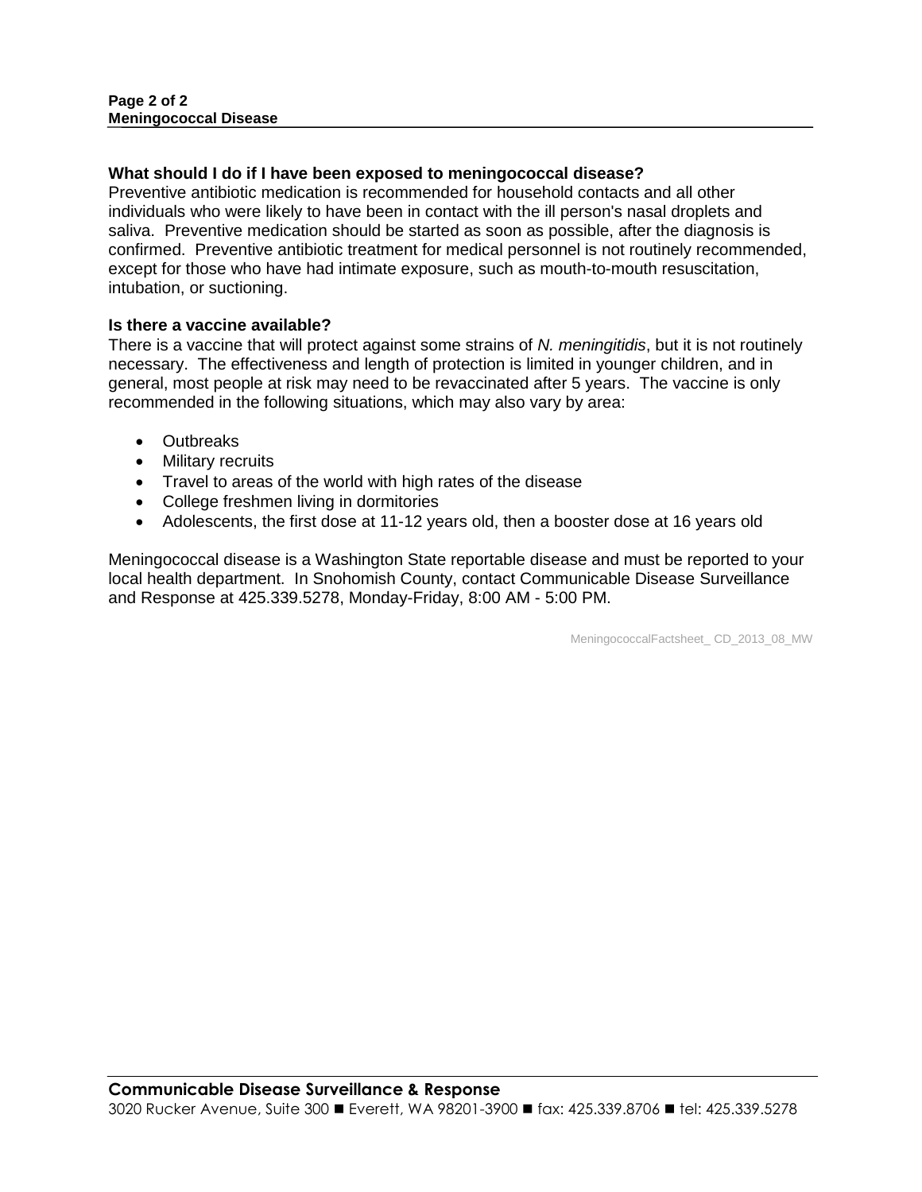**What should I do if I have been exposed to meningococcal disease?**
Preventive antibiotic medication is recommended for household contacts and all other individuals who were likely to have been in contact with the ill person's nasal droplets and saliva. Preventive medication should be started as soon as possible, after the diagnosis is confirmed. Preventive antibiotic treatment for medical personnel is not routinely recommended, except for those who have had intimate exposure, such as mouth-to-mouth resuscitation, intubation, or suctioning.

**Is there a vaccine available?**
There is a vaccine that will protect against some strains of *N. meningitidis*, but it is not routinely necessary. The effectiveness and length of protection is limited in younger children, and in general, most people at risk may need to be revaccinated after 5 years. The vaccine is only recommended in the following situations, which may also vary by area:

- Outbreaks
- Military recruits
- Travel to areas of the world with high rates of the disease
- College freshmen living in dormitories
- Adolescents, the first dose at 11-12 years old, then a booster dose at 16 years old

Meningococcal disease is a Washington State reportable disease and must be reported to your local health department. In Snohomish County, contact Communicable Disease Surveillance and Response at 425.339.5278, Monday-Friday, 8:00 AM - 5:00 PM.

MeningococcalFactsheet_ CD_2013_08_MW

**Communicable Disease Surveillance & Response**
3020 Rucker Avenue, Suite 300 ■ Everett, WA 98201-3900 ■ fax: 425.339.8706 ■ tel: 425.339.5278